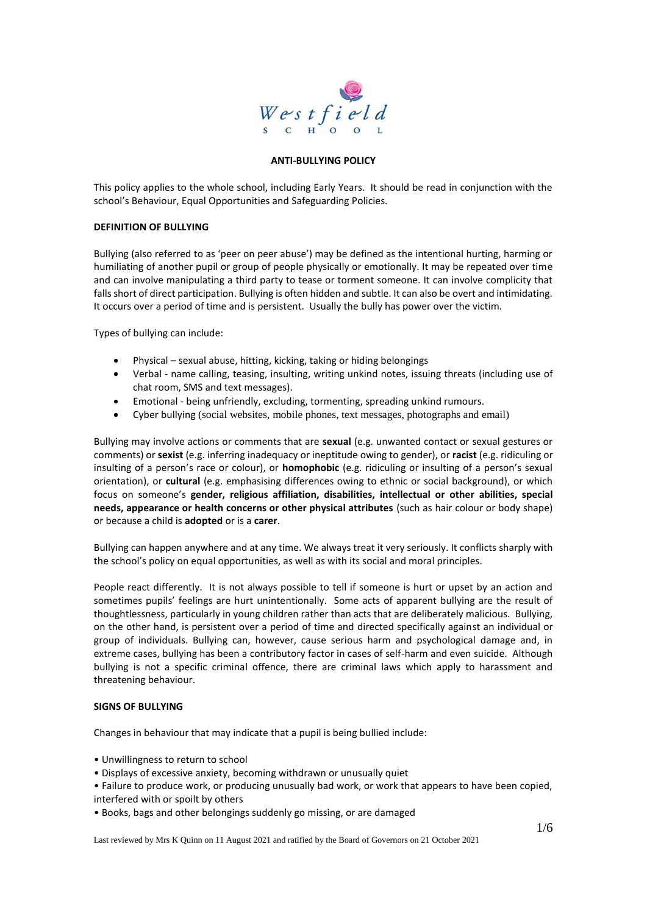# ANTI-BULLYING POLICY

This policy applies to the whole school, including Early Years. It should be read in conjunction with the school's Behaviour, Equal Opportunities and Safeguarding Policies.

## DEFINITION OF BULLYING

Bullying (also referred to as 'peer on peer abuse') may be defined as the intentional hurting, harming or humiliating of another pupil or group of people physically or emotionally. It may be repeated over time and can involve manipulating a third party to tease or torment someone. It can involve complicity that falls short of direct participation. Bullying is often hidden and subtle. It can also be overt and intimidating. It occurs over a period of time and is persistent. Usually the bully has power over the victim.

Types of bullying can include:

- Physical – sexual abuse, hitting, kicking, taking or hiding belongings
- Verbal - name calling, teasing, insulting, writing unkind notes, issuing threats (including use of chat room, SMS and text messages).
- Emotional - being unfriendly, excluding, tormenting, spreading unkind rumours.
- Cyber bullying (social websites, mobile phones, text messages, photographs and email)

Bullying may involve actions or comments that are **sexual** (e.g. unwanted contact or sexual gestures or comments) or **sexist** (e.g. inferring inadequacy or ineptitude owing to gender), or **racist** (e.g. ridiculing or insulting of a person's race or colour), or **homophobic** (e.g. ridiculing or insulting of a person's sexual orientation), or **cultural** (e.g. emphasising differences owing to ethnic or social background), or which focus on someone's **gender, religious affiliation, disabilities, intellectual or other abilities, special needs, appearance or health concerns or other physical attributes** (such as hair colour or body shape) or because a child is **adopted** or is a **carer**.

Bullying can happen anywhere and at any time. We always treat it very seriously. It conflicts sharply with the school's policy on equal opportunities, as well as with its social and moral principles.

People react differently. It is not always possible to tell if someone is hurt or upset by an action and sometimes pupils' feelings are hurt unintentionally. Some acts of apparent bullying are the result of thoughtlessness, particularly in young children rather than acts that are deliberately malicious. Bullying, on the other hand, is persistent over a period of time and directed specifically against an individual or group of individuals. Bullying can, however, cause serious harm and psychological damage and, in extreme cases, bullying has been a contributory factor in cases of self-harm and even suicide. Although bullying is not a specific criminal offence, there are criminal laws which apply to harassment and threatening behaviour.

## SIGNS OF BULLYING

Changes in behaviour that may indicate that a pupil is being bullied include:

- Unwillingness to return to school
- Displays of excessive anxiety, becoming withdrawn or unusually quiet
- Failure to produce work, or producing unusually bad work, or work that appears to have been copied, interfered with or spoilt by others
- Books, bags and other belongings suddenly go missing, or are damaged

Last reviewed by Mrs K Quinn on 11 August 2021 and ratified by the Board of Governors on 21 October 2021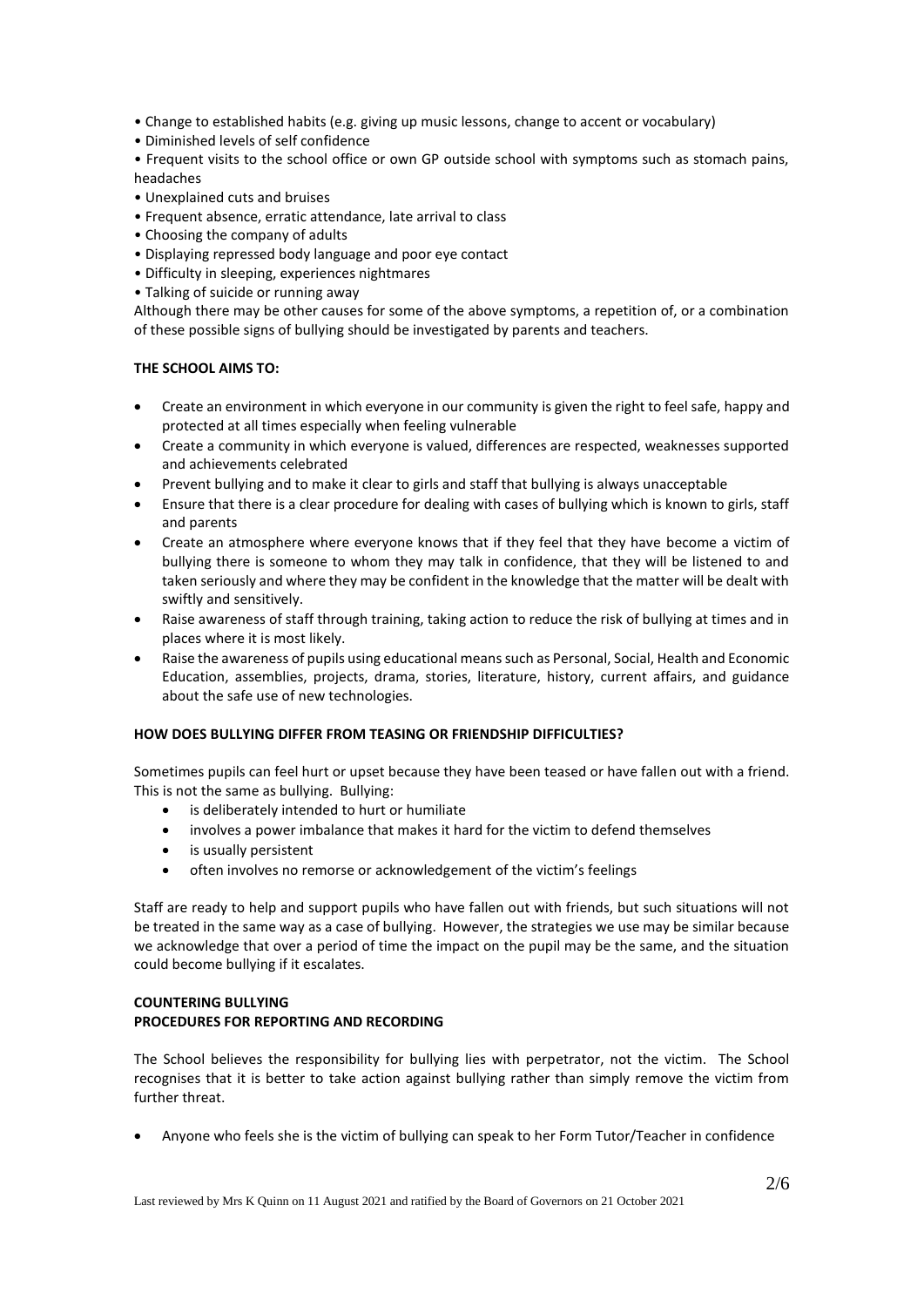- Change to established habits (e.g. giving up music lessons, change to accent or vocabulary)
- Diminished levels of self confidence
- Frequent visits to the school office or own GP outside school with symptoms such as stomach pains, headaches
- Unexplained cuts and bruises
- Frequent absence, erratic attendance, late arrival to class
- Choosing the company of adults
- Displaying repressed body language and poor eye contact
- Difficulty in sleeping, experiences nightmares
- Talking of suicide or running away

Although there may be other causes for some of the above symptoms, a repetition of, or a combination of these possible signs of bullying should be investigated by parents and teachers.

**THE SCHOOL AIMS TO:**

- Create an environment in which everyone in our community is given the right to feel safe, happy and protected at all times especially when feeling vulnerable
- Create a community in which everyone is valued, differences are respected, weaknesses supported and achievements celebrated
- Prevent bullying and to make it clear to girls and staff that bullying is always unacceptable
- Ensure that there is a clear procedure for dealing with cases of bullying which is known to girls, staff and parents
- Create an atmosphere where everyone knows that if they feel that they have become a victim of bullying there is someone to whom they may talk in confidence, that they will be listened to and taken seriously and where they may be confident in the knowledge that the matter will be dealt with swiftly and sensitively.
- Raise awareness of staff through training, taking action to reduce the risk of bullying at times and in places where it is most likely.
- Raise the awareness of pupils using educational means such as Personal, Social, Health and Economic Education, assemblies, projects, drama, stories, literature, history, current affairs, and guidance about the safe use of new technologies.

**HOW DOES BULLYING DIFFER FROM TEASING OR FRIENDSHIP DIFFICULTIES?**

Sometimes pupils can feel hurt or upset because they have been teased or have fallen out with a friend. This is not the same as bullying. Bullying:

- is deliberately intended to hurt or humiliate
- involves a power imbalance that makes it hard for the victim to defend themselves
- is usually persistent
- often involves no remorse or acknowledgement of the victim's feelings

Staff are ready to help and support pupils who have fallen out with friends, but such situations will not be treated in the same way as a case of bullying. However, the strategies we use may be similar because we acknowledge that over a period of time the impact on the pupil may be the same, and the situation could become bullying if it escalates.

**COUNTERING BULLYING**
**PROCEDURES FOR REPORTING AND RECORDING**

The School believes the responsibility for bullying lies with perpetrator, not the victim. The School recognises that it is better to take action against bullying rather than simply remove the victim from further threat.

- Anyone who feels she is the victim of bullying can speak to her Form Tutor/Teacher in confidence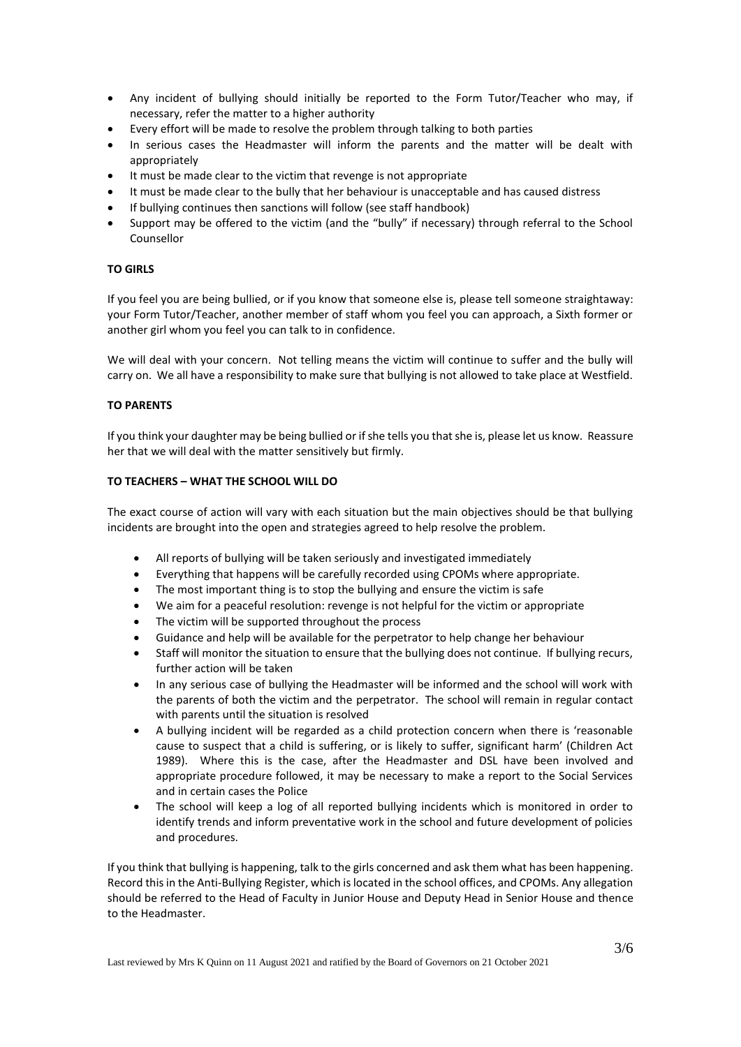- Any incident of bullying should initially be reported to the Form Tutor/Teacher who may, if necessary, refer the matter to a higher authority
- Every effort will be made to resolve the problem through talking to both parties
- In serious cases the Headmaster will inform the parents and the matter will be dealt with appropriately
- It must be made clear to the victim that revenge is not appropriate
- It must be made clear to the bully that her behaviour is unacceptable and has caused distress
- If bullying continues then sanctions will follow (see staff handbook)
- Support may be offered to the victim (and the "bully" if necessary) through referral to the School Counsellor

**TO GIRLS**

If you feel you are being bullied, or if you know that someone else is, please tell someone straightaway: your Form Tutor/Teacher, another member of staff whom you feel you can approach, a Sixth former or another girl whom you feel you can talk to in confidence.

We will deal with your concern. Not telling means the victim will continue to suffer and the bully will carry on. We all have a responsibility to make sure that bullying is not allowed to take place at Westfield.

**TO PARENTS**

If you think your daughter may be being bullied or if she tells you that she is, please let us know. Reassure her that we will deal with the matter sensitively but firmly.

**TO TEACHERS – WHAT THE SCHOOL WILL DO**

The exact course of action will vary with each situation but the main objectives should be that bullying incidents are brought into the open and strategies agreed to help resolve the problem.

- All reports of bullying will be taken seriously and investigated immediately
- Everything that happens will be carefully recorded using CPOMs where appropriate.
- The most important thing is to stop the bullying and ensure the victim is safe
- We aim for a peaceful resolution: revenge is not helpful for the victim or appropriate
- The victim will be supported throughout the process
- Guidance and help will be available for the perpetrator to help change her behaviour
- Staff will monitor the situation to ensure that the bullying does not continue. If bullying recurs, further action will be taken
- In any serious case of bullying the Headmaster will be informed and the school will work with the parents of both the victim and the perpetrator. The school will remain in regular contact with parents until the situation is resolved
- A bullying incident will be regarded as a child protection concern when there is 'reasonable cause to suspect that a child is suffering, or is likely to suffer, significant harm' (Children Act 1989). Where this is the case, after the Headmaster and DSL have been involved and appropriate procedure followed, it may be necessary to make a report to the Social Services and in certain cases the Police
- The school will keep a log of all reported bullying incidents which is monitored in order to identify trends and inform preventative work in the school and future development of policies and procedures.

If you think that bullying is happening, talk to the girls concerned and ask them what has been happening. Record this in the Anti-Bullying Register, which is located in the school offices, and CPOMs. Any allegation should be referred to the Head of Faculty in Junior House and Deputy Head in Senior House and thence to the Headmaster.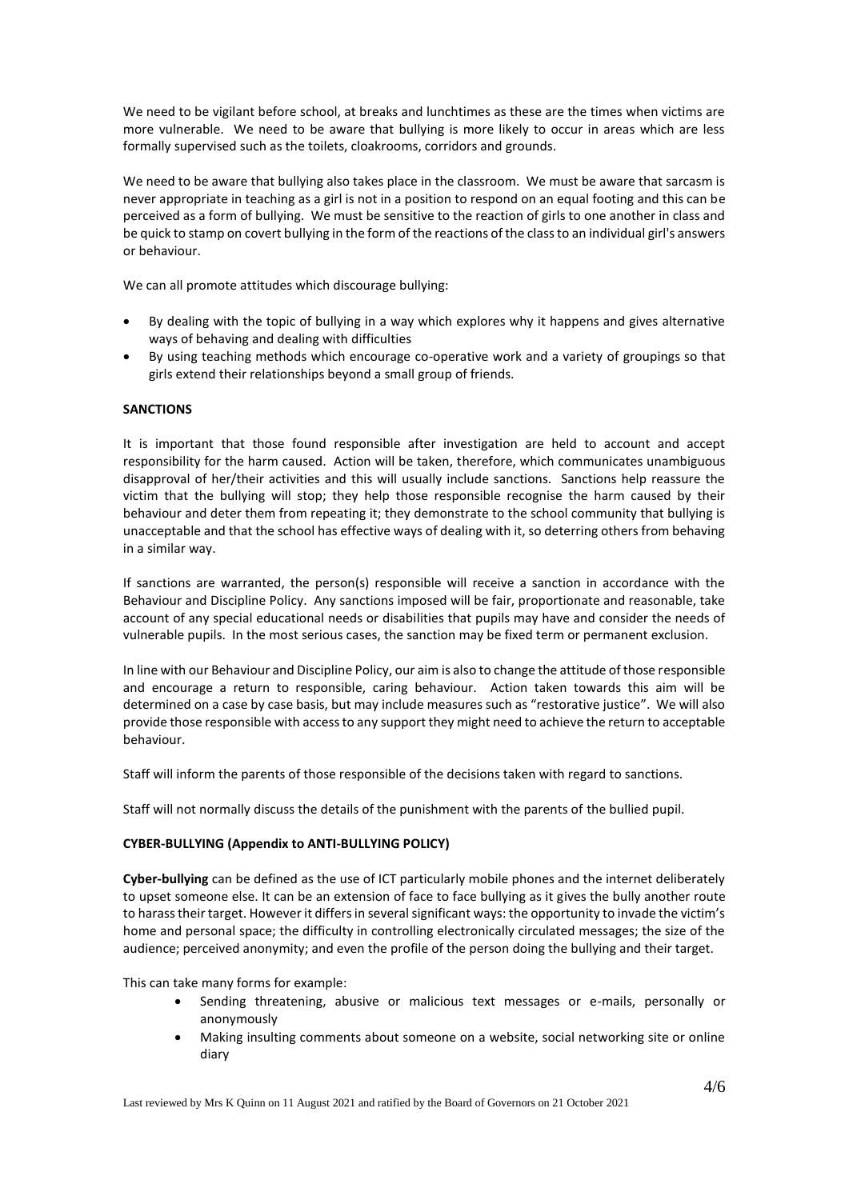We need to be vigilant before school, at breaks and lunchtimes as these are the times when victims are more vulnerable. We need to be aware that bullying is more likely to occur in areas which are less formally supervised such as the toilets, cloakrooms, corridors and grounds.

We need to be aware that bullying also takes place in the classroom. We must be aware that sarcasm is never appropriate in teaching as a girl is not in a position to respond on an equal footing and this can be perceived as a form of bullying. We must be sensitive to the reaction of girls to one another in class and be quick to stamp on covert bullying in the form of the reactions of the class to an individual girl's answers or behaviour.

We can all promote attitudes which discourage bullying:

- By dealing with the topic of bullying in a way which explores why it happens and gives alternative ways of behaving and dealing with difficulties
- By using teaching methods which encourage co-operative work and a variety of groupings so that girls extend their relationships beyond a small group of friends.

## SANCTIONS

It is important that those found responsible after investigation are held to account and accept responsibility for the harm caused. Action will be taken, therefore, which communicates unambiguous disapproval of her/their activities and this will usually include sanctions. Sanctions help reassure the victim that the bullying will stop; they help those responsible recognise the harm caused by their behaviour and deter them from repeating it; they demonstrate to the school community that bullying is unacceptable and that the school has effective ways of dealing with it, so deterring others from behaving in a similar way.

If sanctions are warranted, the person(s) responsible will receive a sanction in accordance with the Behaviour and Discipline Policy. Any sanctions imposed will be fair, proportionate and reasonable, take account of any special educational needs or disabilities that pupils may have and consider the needs of vulnerable pupils. In the most serious cases, the sanction may be fixed term or permanent exclusion.

In line with our Behaviour and Discipline Policy, our aim is also to change the attitude of those responsible and encourage a return to responsible, caring behaviour. Action taken towards this aim will be determined on a case by case basis, but may include measures such as "restorative justice". We will also provide those responsible with access to any support they might need to achieve the return to acceptable behaviour.

Staff will inform the parents of those responsible of the decisions taken with regard to sanctions.

Staff will not normally discuss the details of the punishment with the parents of the bullied pupil.

## CYBER-BULLYING (Appendix to ANTI-BULLYING POLICY)

**Cyber-bullying** can be defined as the use of ICT particularly mobile phones and the internet deliberately to upset someone else. It can be an extension of face to face bullying as it gives the bully another route to harass their target. However it differs in several significant ways: the opportunity to invade the victim's home and personal space; the difficulty in controlling electronically circulated messages; the size of the audience; perceived anonymity; and even the profile of the person doing the bullying and their target.

This can take many forms for example:

- Sending threatening, abusive or malicious text messages or e-mails, personally or anonymously
- Making insulting comments about someone on a website, social networking site or online diary

Last reviewed by Mrs K Quinn on 11 August 2021 and ratified by the Board of Governors on 21 October 2021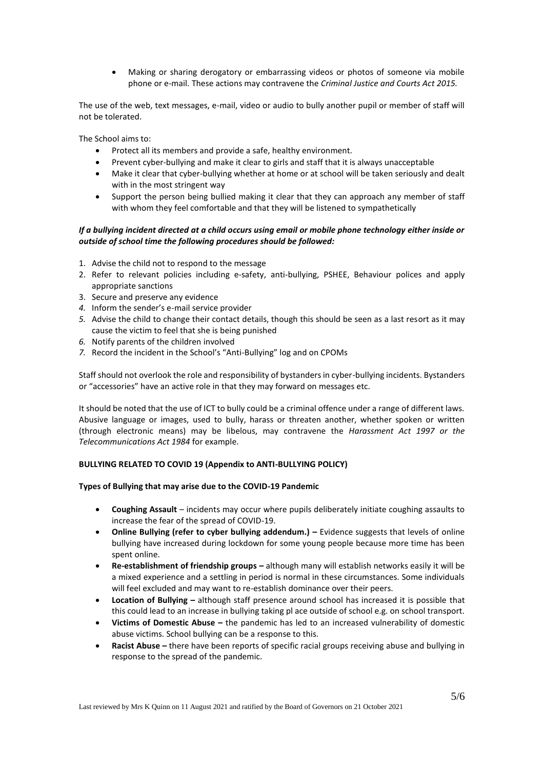- Making or sharing derogatory or embarrassing videos or photos of someone via mobile phone or e-mail. These actions may contravene the *Criminal Justice and Courts Act 2015.*

The use of the web, text messages, e-mail, video or audio to bully another pupil or member of staff will not be tolerated.

The School aims to:

- Protect all its members and provide a safe, healthy environment.
- Prevent cyber-bullying and make it clear to girls and staff that it is always unacceptable
- Make it clear that cyber-bullying whether at home or at school will be taken seriously and dealt with in the most stringent way
- Support the person being bullied making it clear that they can approach any member of staff with whom they feel comfortable and that they will be listened to sympathetically

***If a bullying incident directed at a child occurs using email or mobile phone technology either inside or outside of school time the following procedures should be followed:***

1. Advise the child not to respond to the message
2. Refer to relevant policies including e-safety, anti-bullying, PSHEE, Behaviour polices and apply appropriate sanctions
3. Secure and preserve any evidence
4. Inform the sender's e-mail service provider
5. Advise the child to change their contact details, though this should be seen as a last resort as it may cause the victim to feel that she is being punished
6. Notify parents of the children involved
7. Record the incident in the School's "Anti-Bullying" log and on CPOMs

Staff should not overlook the role and responsibility of bystanders in cyber-bullying incidents. Bystanders or "accessories" have an active role in that they may forward on messages etc.

It should be noted that the use of ICT to bully could be a criminal offence under a range of different laws. Abusive language or images, used to bully, harass or threaten another, whether spoken or written (through electronic means) may be libelous, may contravene the *Harassment Act 1997 or the Telecommunications Act 1984* for example.

**BULLYING RELATED TO COVID 19 (Appendix to ANTI-BULLYING POLICY)**

**Types of Bullying that may arise due to the COVID-19 Pandemic**

- **Coughing Assault** – incidents may occur where pupils deliberately initiate coughing assaults to increase the fear of the spread of COVID-19.
- **Online Bullying (refer to cyber bullying addendum.) –** Evidence suggests that levels of online bullying have increased during lockdown for some young people because more time has been spent online.
- **Re-establishment of friendship groups –** although many will establish networks easily it will be a mixed experience and a settling in period is normal in these circumstances. Some individuals will feel excluded and may want to re-establish dominance over their peers.
- **Location of Bullying –** although staff presence around school has increased it is possible that this could lead to an increase in bullying taking pl ace outside of school e.g. on school transport.
- **Victims of Domestic Abuse –** the pandemic has led to an increased vulnerability of domestic abuse victims. School bullying can be a response to this.
- **Racist Abuse –** there have been reports of specific racial groups receiving abuse and bullying in response to the spread of the pandemic.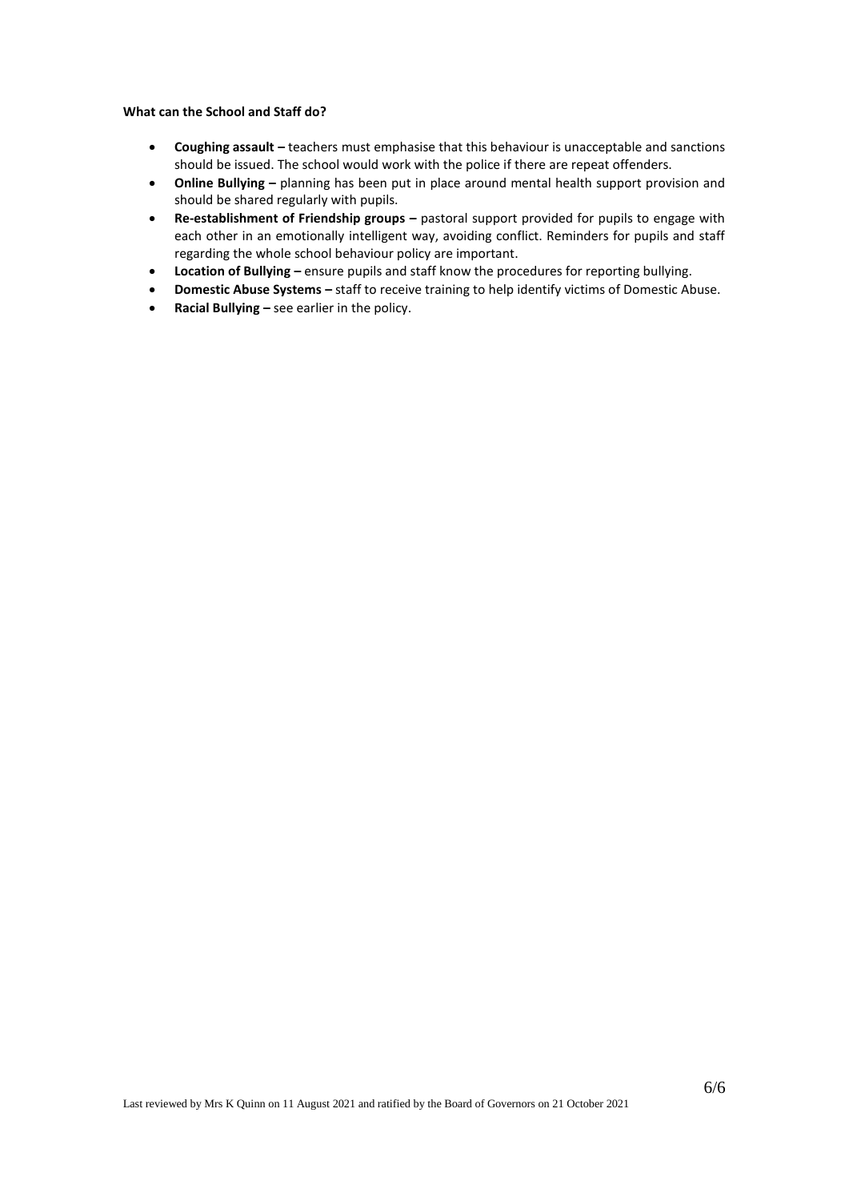**What can the School and Staff do?**

- **Coughing assault –** teachers must emphasise that this behaviour is unacceptable and sanctions should be issued. The school would work with the police if there are repeat offenders.
- **Online Bullying –** planning has been put in place around mental health support provision and should be shared regularly with pupils.
- **Re-establishment of Friendship groups –** pastoral support provided for pupils to engage with each other in an emotionally intelligent way, avoiding conflict. Reminders for pupils and staff regarding the whole school behaviour policy are important.
- **Location of Bullying –** ensure pupils and staff know the procedures for reporting bullying.
- **Domestic Abuse Systems –** staff to receive training to help identify victims of Domestic Abuse.
- **Racial Bullying –** see earlier in the policy.

Last reviewed by Mrs K Quinn on 11 August 2021 and ratified by the Board of Governors on 21 October 2021